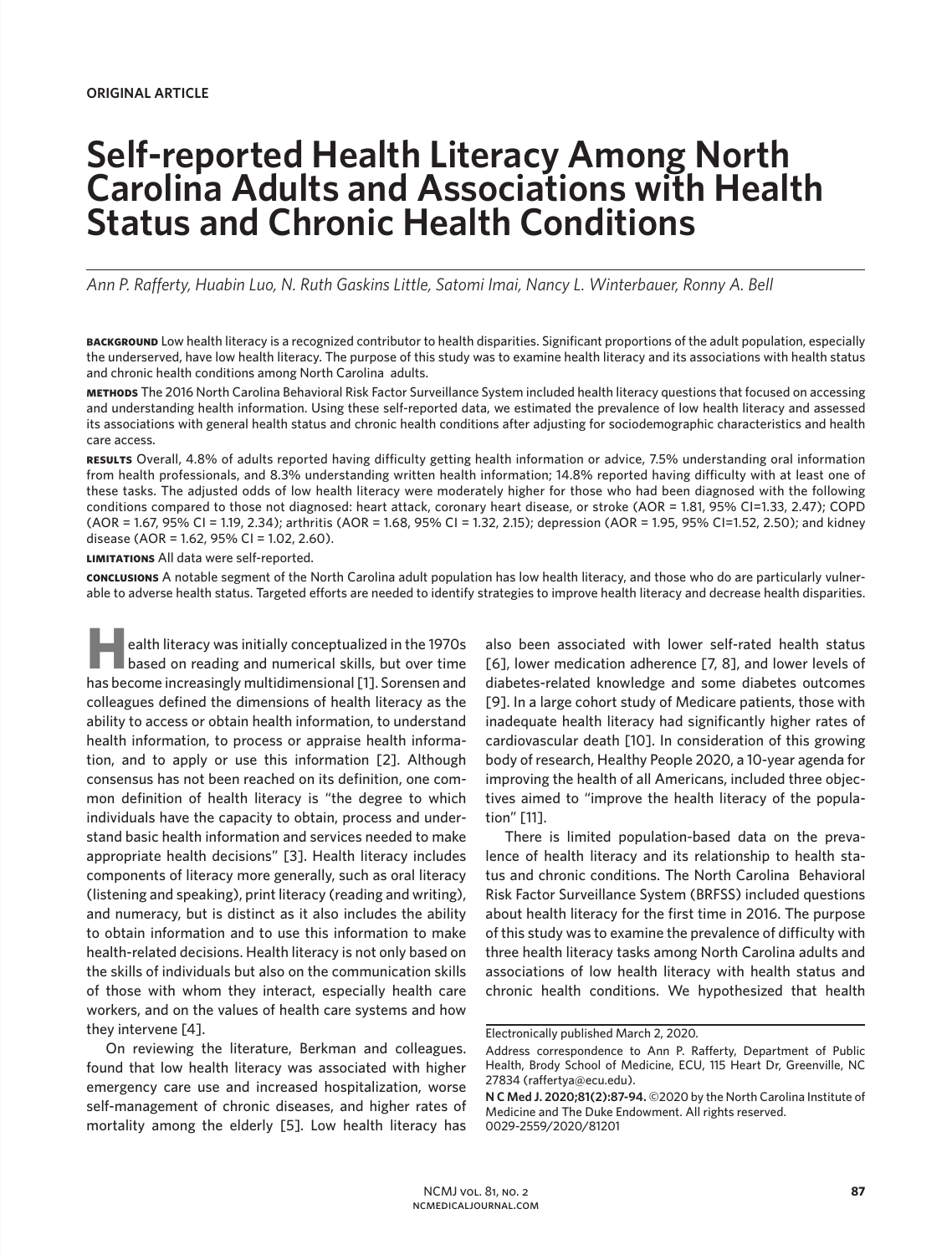ORIGINAL ARTICLE

# Self-reported Health Literacy Among North Carolina Adults and Associations with Health Status and Chronic Health Conditions

*Ann P. Rafferty, Huabin Luo, N. Ruth Gaskins Little, Satomi Imai, Nancy L. Winterbauer, Ronny A. Bell*

**BACKGROUND** Low health literacy is a recognized contributor to health disparities. Significant proportions of the adult population, especially the underserved, have low health literacy. The purpose of this study was to examine health literacy and its associations with health status and chronic health conditions among North Carolina adults.

**METHODS** The 2016 North Carolina Behavioral Risk Factor Surveillance System included health literacy questions that focused on accessing and understanding health information. Using these self-reported data, we estimated the prevalence of low health literacy and assessed its associations with general health status and chronic health conditions after adjusting for sociodemographic characteristics and health care access.

**RESULTS** Overall, 4.8% of adults reported having difficulty getting health information or advice, 7.5% understanding oral information from health professionals, and 8.3% understanding written health information; 14.8% reported having difficulty with at least one of these tasks. The adjusted odds of low health literacy were moderately higher for those who had been diagnosed with the following conditions compared to those not diagnosed: heart attack, coronary heart disease, or stroke (AOR = 1.81, 95% CI=1.33, 2.47); COPD (AOR = 1.67, 95% CI = 1.19, 2.34); arthritis (AOR = 1.68, 95% CI = 1.32, 2.15); depression (AOR = 1.95, 95% CI=1.52, 2.50); and kidney disease (AOR = 1.62, 95% CI = 1.02, 2.60).

**LIMITATIONS** All data were self-reported.

**CONCLUSIONS** A notable segment of the North Carolina adult population has low health literacy, and those who do are particularly vulnerable to adverse health status. Targeted efforts are needed to identify strategies to improve health literacy and decrease health disparities.

Health literacy was initially conceptualized in the 1970s based on reading and numerical skills, but over time has become increasingly multidimensional [1]. Sorensen and colleagues defined the dimensions of health literacy as the ability to access or obtain health information, to understand health information, to process or appraise health information, and to apply or use this information [2]. Although consensus has not been reached on its definition, one common definition of health literacy is "the degree to which individuals have the capacity to obtain, process and understand basic health information and services needed to make appropriate health decisions" [3]. Health literacy includes components of literacy more generally, such as oral literacy (listening and speaking), print literacy (reading and writing), and numeracy, but is distinct as it also includes the ability to obtain information and to use this information to make health-related decisions. Health literacy is not only based on the skills of individuals but also on the communication skills of those with whom they interact, especially health care workers, and on the values of health care systems and how they intervene [4].

On reviewing the literature, Berkman and colleagues. found that low health literacy was associated with higher emergency care use and increased hospitalization, worse self-management of chronic diseases, and higher rates of mortality among the elderly [5]. Low health literacy has also been associated with lower self-rated health status [6], lower medication adherence [7, 8], and lower levels of diabetes-related knowledge and some diabetes outcomes [9]. In a large cohort study of Medicare patients, those with inadequate health literacy had significantly higher rates of cardiovascular death [10]. In consideration of this growing body of research, Healthy People 2020, a 10-year agenda for improving the health of all Americans, included three objectives aimed to "improve the health literacy of the population" [11].

There is limited population-based data on the prevalence of health literacy and its relationship to health status and chronic conditions. The North Carolina Behavioral Risk Factor Surveillance System (BRFSS) included questions about health literacy for the first time in 2016. The purpose of this study was to examine the prevalence of difficulty with three health literacy tasks among North Carolina adults and associations of low health literacy with health status and chronic health conditions. We hypothesized that health

Electronically published March 2, 2020.

Address correspondence to Ann P. Rafferty, Department of Public Health, Brody School of Medicine, ECU, 115 Heart Dr, Greenville, NC 27834 (raffertya@ecu.edu).

**N C Med J. 2020;81(2):87-94.** ©2020 by the North Carolina Institute of Medicine and The Duke Endowment. All rights reserved. 0029-2559/2020/81201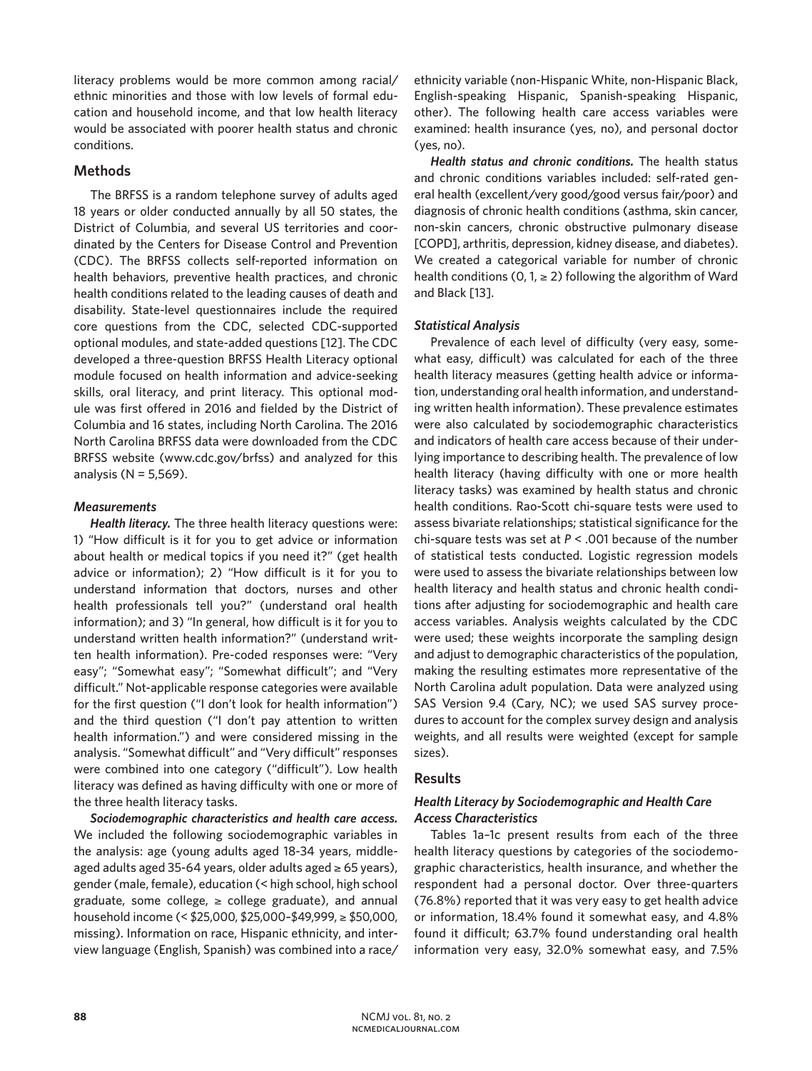literacy problems would be more common among racial/ethnic minorities and those with low levels of formal education and household income, and that low health literacy would be associated with poorer health status and chronic conditions.

## Methods

The BRFSS is a random telephone survey of adults aged 18 years or older conducted annually by all 50 states, the District of Columbia, and several US territories and coordinated by the Centers for Disease Control and Prevention (CDC). The BRFSS collects self-reported information on health behaviors, preventive health practices, and chronic health conditions related to the leading causes of death and disability. State-level questionnaires include the required core questions from the CDC, selected CDC-supported optional modules, and state-added questions [12]. The CDC developed a three-question BRFSS Health Literacy optional module focused on health information and advice-seeking skills, oral literacy, and print literacy. This optional module was first offered in 2016 and fielded by the District of Columbia and 16 states, including North Carolina. The 2016 North Carolina BRFSS data were downloaded from the CDC BRFSS website (www.cdc.gov/brfss) and analyzed for this analysis (N = 5,569).

### Measurements

***Health literacy.*** The three health literacy questions were: 1) "How difficult is it for you to get advice or information about health or medical topics if you need it?" (get health advice or information); 2) "How difficult is it for you to understand information that doctors, nurses and other health professionals tell you?" (understand oral health information); and 3) "In general, how difficult is it for you to understand written health information?" (understand written health information). Pre-coded responses were: "Very easy"; "Somewhat easy"; "Somewhat difficult"; and "Very difficult." Not-applicable response categories were available for the first question ("I don't look for health information") and the third question ("I don't pay attention to written health information.") and were considered missing in the analysis. "Somewhat difficult" and "Very difficult" responses were combined into one category ("difficult"). Low health literacy was defined as having difficulty with one or more of the three health literacy tasks.

***Sociodemographic characteristics and health care access.*** We included the following sociodemographic variables in the analysis: age (young adults aged 18-34 years, middle-aged adults aged 35-64 years, older adults aged ≥ 65 years), gender (male, female), education (< high school, high school graduate, some college, ≥ college graduate), and annual household income (< $25,000, $25,000–$49,999, ≥ $50,000, missing). Information on race, Hispanic ethnicity, and interview language (English, Spanish) was combined into a race/ethnicity variable (non-Hispanic White, non-Hispanic Black, English-speaking Hispanic, Spanish-speaking Hispanic, other). The following health care access variables were examined: health insurance (yes, no), and personal doctor (yes, no).

***Health status and chronic conditions.*** The health status and chronic conditions variables included: self-rated general health (excellent/very good/good versus fair/poor) and diagnosis of chronic health conditions (asthma, skin cancer, non-skin cancers, chronic obstructive pulmonary disease [COPD], arthritis, depression, kidney disease, and diabetes). We created a categorical variable for number of chronic health conditions (0, 1, ≥ 2) following the algorithm of Ward and Black [13].

### Statistical Analysis

Prevalence of each level of difficulty (very easy, somewhat easy, difficult) was calculated for each of the three health literacy measures (getting health advice or information, understanding oral health information, and understanding written health information). These prevalence estimates were also calculated by sociodemographic characteristics and indicators of health care access because of their underlying importance to describing health. The prevalence of low health literacy (having difficulty with one or more health literacy tasks) was examined by health status and chronic health conditions. Rao-Scott chi-square tests were used to assess bivariate relationships; statistical significance for the chi-square tests was set at $P < .001$ because of the number of statistical tests conducted. Logistic regression models were used to assess the bivariate relationships between low health literacy and health status and chronic health conditions after adjusting for sociodemographic and health care access variables. Analysis weights calculated by the CDC were used; these weights incorporate the sampling design and adjust to demographic characteristics of the population, making the resulting estimates more representative of the North Carolina adult population. Data were analyzed using SAS Version 9.4 (Cary, NC); we used SAS survey procedures to account for the complex survey design and analysis weights, and all results were weighted (except for sample sizes).

## Results

### Health Literacy by Sociodemographic and Health Care Access Characteristics

Tables 1a–1c present results from each of the three health literacy questions by categories of the sociodemographic characteristics, health insurance, and whether the respondent had a personal doctor. Over three-quarters (76.8%) reported that it was very easy to get health advice or information, 18.4% found it somewhat easy, and 4.8% found it difficult; 63.7% found understanding oral health information very easy, 32.0% somewhat easy, and 7.5%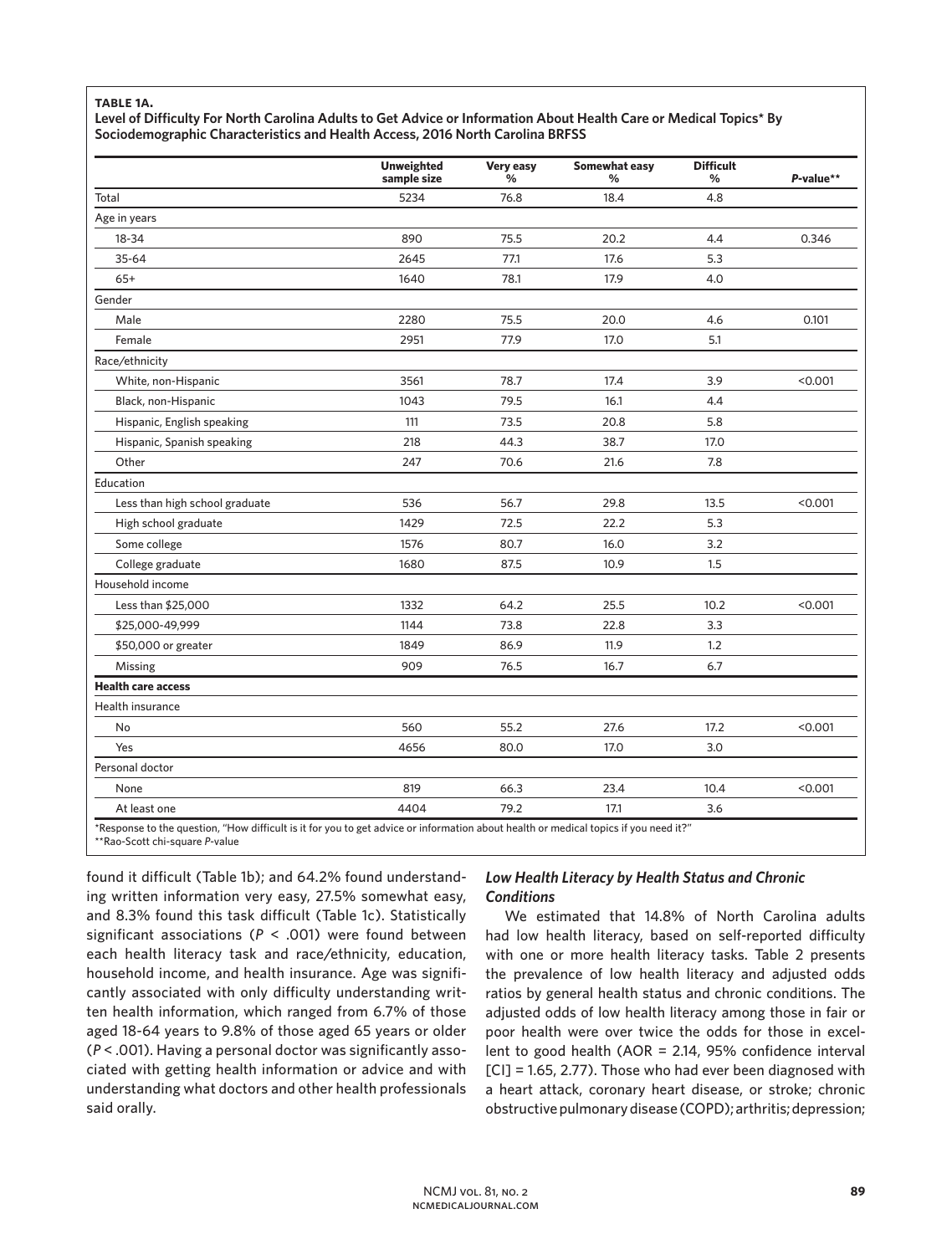**TABLE 1A.**
**Level of Difficulty For North Carolina Adults to Get Advice or Information About Health Care or Medical Topics* By Sociodemographic Characteristics and Health Access, 2016 North Carolina BRFSS**

| | Unweighted sample size | Very easy % | Somewhat easy % | Difficult % | *P*-value** |
|---|---|---|---|---|---|
| Total | 5234 | 76.8 | 18.4 | 4.8 | |
| Age in years | | | | | |
| 18-34 | 890 | 75.5 | 20.2 | 4.4 | 0.346 |
| 35-64 | 2645 | 77.1 | 17.6 | 5.3 | |
| 65+ | 1640 | 78.1 | 17.9 | 4.0 | |
| Gender | | | | | |
| Male | 2280 | 75.5 | 20.0 | 4.6 | 0.101 |
| Female | 2951 | 77.9 | 17.0 | 5.1 | |
| Race/ethnicity | | | | | |
| White, non-Hispanic | 3561 | 78.7 | 17.4 | 3.9 | <0.001 |
| Black, non-Hispanic | 1043 | 79.5 | 16.1 | 4.4 | |
| Hispanic, English speaking | 111 | 73.5 | 20.8 | 5.8 | |
| Hispanic, Spanish speaking | 218 | 44.3 | 38.7 | 17.0 | |
| Other | 247 | 70.6 | 21.6 | 7.8 | |
| Education | | | | | |
| Less than high school graduate | 536 | 56.7 | 29.8 | 13.5 | <0.001 |
| High school graduate | 1429 | 72.5 | 22.2 | 5.3 | |
| Some college | 1576 | 80.7 | 16.0 | 3.2 | |
| College graduate | 1680 | 87.5 | 10.9 | 1.5 | |
| Household income | | | | | |
| Less than $25,000 | 1332 | 64.2 | 25.5 | 10.2 | <0.001 |
| $25,000-49,999 | 1144 | 73.8 | 22.8 | 3.3 | |
| $50,000 or greater | 1849 | 86.9 | 11.9 | 1.2 | |
| Missing | 909 | 76.5 | 16.7 | 6.7 | |
| **Health care access** | | | | | |
| Health insurance | | | | | |
| No | 560 | 55.2 | 27.6 | 17.2 | <0.001 |
| Yes | 4656 | 80.0 | 17.0 | 3.0 | |
| Personal doctor | | | | | |
| None | 819 | 66.3 | 23.4 | 10.4 | <0.001 |
| At least one | 4404 | 79.2 | 17.1 | 3.6 | |

*Response to the question, "How difficult is it for you to get advice or information about health or medical topics if you need it?"
**Rao-Scott chi-square *P*-value

found it difficult (Table 1b); and 64.2% found understanding written information very easy, 27.5% somewhat easy, and 8.3% found this task difficult (Table 1c). Statistically significant associations ($P < .001$) were found between each health literacy task and race/ethnicity, education, household income, and health insurance. Age was significantly associated with only difficulty understanding written health information, which ranged from 6.7% of those aged 18-64 years to 9.8% of those aged 65 years or older ($P < .001$). Having a personal doctor was significantly associated with getting health information or advice and with understanding what doctors and other health professionals said orally.

### *Low Health Literacy by Health Status and Chronic Conditions*

We estimated that 14.8% of North Carolina adults had low health literacy, based on self-reported difficulty with one or more health literacy tasks. Table 2 presents the prevalence of low health literacy and adjusted odds ratios by general health status and chronic conditions. The adjusted odds of low health literacy among those in fair or poor health were over twice the odds for those in excellent to good health (AOR = 2.14, 95% confidence interval [CI] = 1.65, 2.77). Those who had ever been diagnosed with a heart attack, coronary heart disease, or stroke; chronic obstructive pulmonary disease (COPD); arthritis; depression;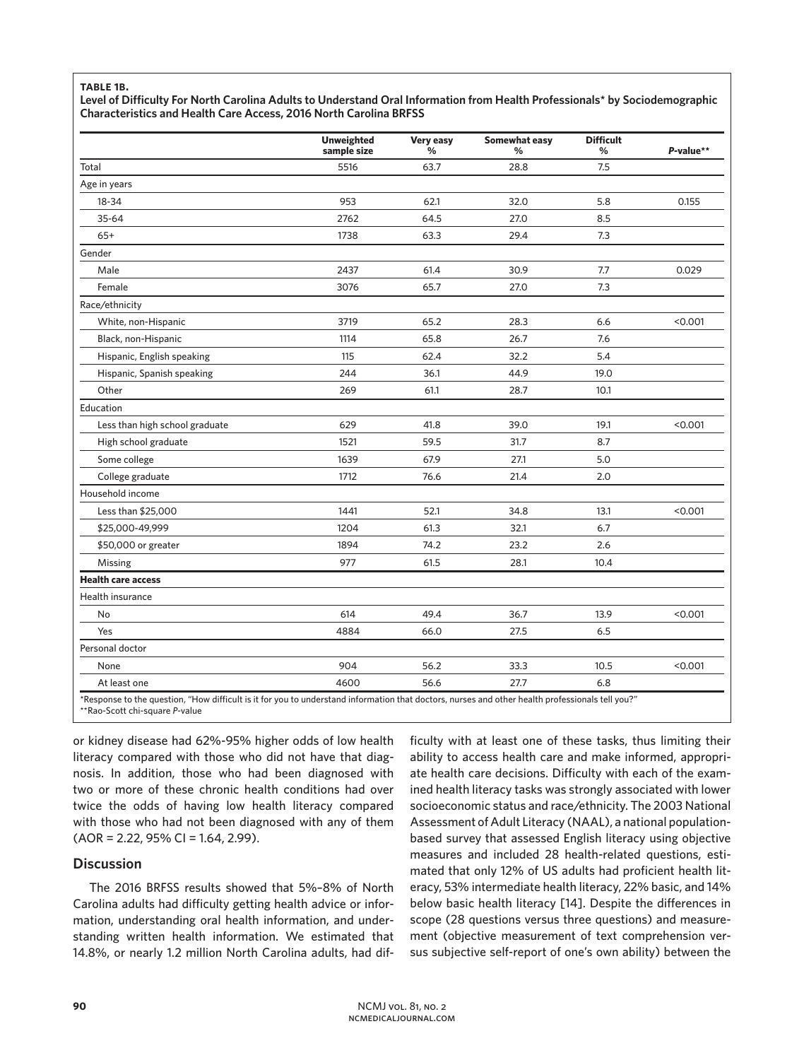**TABLE 1B.**

**Level of Difficulty For North Carolina Adults to Understand Oral Information from Health Professionals* by Sociodemographic Characteristics and Health Care Access, 2016 North Carolina BRFSS**

| | Unweighted sample size | Very easy % | Somewhat easy % | Difficult % | *P*-value** |
|---|---|---|---|---|---|
| Total | 5516 | 63.7 | 28.8 | 7.5 | |
| Age in years | | | | | |
| 18-34 | 953 | 62.1 | 32.0 | 5.8 | 0.155 |
| 35-64 | 2762 | 64.5 | 27.0 | 8.5 | |
| 65+ | 1738 | 63.3 | 29.4 | 7.3 | |
| Gender | | | | | |
| Male | 2437 | 61.4 | 30.9 | 7.7 | 0.029 |
| Female | 3076 | 65.7 | 27.0 | 7.3 | |
| Race/ethnicity | | | | | |
| White, non-Hispanic | 3719 | 65.2 | 28.3 | 6.6 | <0.001 |
| Black, non-Hispanic | 1114 | 65.8 | 26.7 | 7.6 | |
| Hispanic, English speaking | 115 | 62.4 | 32.2 | 5.4 | |
| Hispanic, Spanish speaking | 244 | 36.1 | 44.9 | 19.0 | |
| Other | 269 | 61.1 | 28.7 | 10.1 | |
| Education | | | | | |
| Less than high school graduate | 629 | 41.8 | 39.0 | 19.1 | <0.001 |
| High school graduate | 1521 | 59.5 | 31.7 | 8.7 | |
| Some college | 1639 | 67.9 | 27.1 | 5.0 | |
| College graduate | 1712 | 76.6 | 21.4 | 2.0 | |
| Household income | | | | | |
| Less than $25,000 | 1441 | 52.1 | 34.8 | 13.1 | <0.001 |
| $25,000-49,999 | 1204 | 61.3 | 32.1 | 6.7 | |
| $50,000 or greater | 1894 | 74.2 | 23.2 | 2.6 | |
| Missing | 977 | 61.5 | 28.1 | 10.4 | |
| **Health care access** | | | | | |
| Health insurance | | | | | |
| No | 614 | 49.4 | 36.7 | 13.9 | <0.001 |
| Yes | 4884 | 66.0 | 27.5 | 6.5 | |
| Personal doctor | | | | | |
| None | 904 | 56.2 | 33.3 | 10.5 | <0.001 |
| At least one | 4600 | 56.6 | 27.7 | 6.8 | |

*Response to the question, "How difficult is it for you to understand information that doctors, nurses and other health professionals tell you?"

**Rao-Scott chi-square *P*-value

or kidney disease had 62%-95% higher odds of low health literacy compared with those who did not have that diagnosis. In addition, those who had been diagnosed with two or more of these chronic health conditions had over twice the odds of having low health literacy compared with those who had not been diagnosed with any of them (AOR = 2.22, 95% CI = 1.64, 2.99).

## Discussion

The 2016 BRFSS results showed that 5%–8% of North Carolina adults had difficulty getting health advice or information, understanding oral health information, and understanding written health information. We estimated that 14.8%, or nearly 1.2 million North Carolina adults, had difficulty with at least one of these tasks, thus limiting their ability to access health care and make informed, appropriate health care decisions. Difficulty with each of the examined health literacy tasks was strongly associated with lower socioeconomic status and race/ethnicity. The 2003 National Assessment of Adult Literacy (NAAL), a national population-based survey that assessed English literacy using objective measures and included 28 health-related questions, estimated that only 12% of US adults had proficient health literacy, 53% intermediate health literacy, 22% basic, and 14% below basic health literacy [14]. Despite the differences in scope (28 questions versus three questions) and measurement (objective measurement of text comprehension versus subjective self-report of one's own ability) between the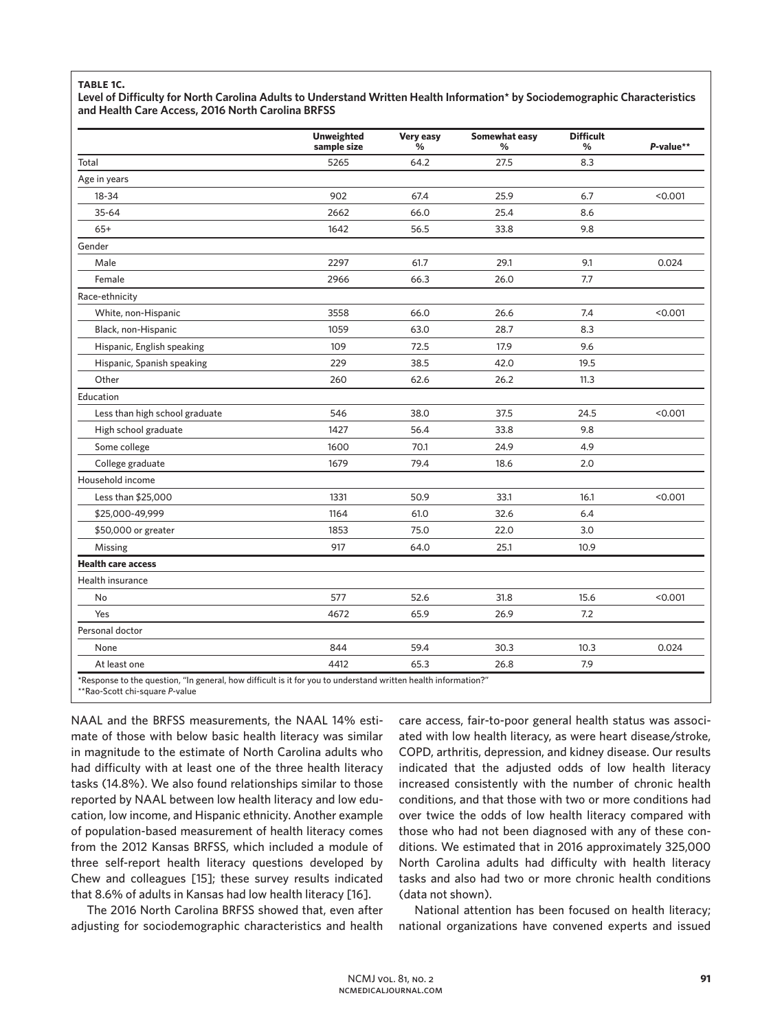**TABLE 1C.**
**Level of Difficulty for North Carolina Adults to Understand Written Health Information* by Sociodemographic Characteristics and Health Care Access, 2016 North Carolina BRFSS**

| | Unweighted sample size | Very easy % | Somewhat easy % | Difficult % | *P*-value** |
|---|---|---|---|---|---|
| Total | 5265 | 64.2 | 27.5 | 8.3 | |
| Age in years | | | | | |
| 18-34 | 902 | 67.4 | 25.9 | 6.7 | <0.001 |
| 35-64 | 2662 | 66.0 | 25.4 | 8.6 | |
| 65+ | 1642 | 56.5 | 33.8 | 9.8 | |
| Gender | | | | | |
| Male | 2297 | 61.7 | 29.1 | 9.1 | 0.024 |
| Female | 2966 | 66.3 | 26.0 | 7.7 | |
| Race-ethnicity | | | | | |
| White, non-Hispanic | 3558 | 66.0 | 26.6 | 7.4 | <0.001 |
| Black, non-Hispanic | 1059 | 63.0 | 28.7 | 8.3 | |
| Hispanic, English speaking | 109 | 72.5 | 17.9 | 9.6 | |
| Hispanic, Spanish speaking | 229 | 38.5 | 42.0 | 19.5 | |
| Other | 260 | 62.6 | 26.2 | 11.3 | |
| Education | | | | | |
| Less than high school graduate | 546 | 38.0 | 37.5 | 24.5 | <0.001 |
| High school graduate | 1427 | 56.4 | 33.8 | 9.8 | |
| Some college | 1600 | 70.1 | 24.9 | 4.9 | |
| College graduate | 1679 | 79.4 | 18.6 | 2.0 | |
| Household income | | | | | |
| Less than $25,000 | 1331 | 50.9 | 33.1 | 16.1 | <0.001 |
| $25,000-49,999 | 1164 | 61.0 | 32.6 | 6.4 | |
| $50,000 or greater | 1853 | 75.0 | 22.0 | 3.0 | |
| Missing | 917 | 64.0 | 25.1 | 10.9 | |
| **Health care access** | | | | | |
| Health insurance | | | | | |
| No | 577 | 52.6 | 31.8 | 15.6 | <0.001 |
| Yes | 4672 | 65.9 | 26.9 | 7.2 | |
| Personal doctor | | | | | |
| None | 844 | 59.4 | 30.3 | 10.3 | 0.024 |
| At least one | 4412 | 65.3 | 26.8 | 7.9 | |

*Response to the question, "In general, how difficult is it for you to understand written health information?"
**Rao-Scott chi-square *P*-value

NAAL and the BRFSS measurements, the NAAL 14% estimate of those with below basic health literacy was similar in magnitude to the estimate of North Carolina adults who had difficulty with at least one of the three health literacy tasks (14.8%). We also found relationships similar to those reported by NAAL between low health literacy and low education, low income, and Hispanic ethnicity. Another example of population-based measurement of health literacy comes from the 2012 Kansas BRFSS, which included a module of three self-report health literacy questions developed by Chew and colleagues [15]; these survey results indicated that 8.6% of adults in Kansas had low health literacy [16].

The 2016 North Carolina BRFSS showed that, even after adjusting for sociodemographic characteristics and health care access, fair-to-poor general health status was associated with low health literacy, as were heart disease/stroke, COPD, arthritis, depression, and kidney disease. Our results indicated that the adjusted odds of low health literacy increased consistently with the number of chronic health conditions, and that those with two or more conditions had over twice the odds of low health literacy compared with those who had not been diagnosed with any of these conditions. We estimated that in 2016 approximately 325,000 North Carolina adults had difficulty with health literacy tasks and also had two or more chronic health conditions (data not shown).

National attention has been focused on health literacy; national organizations have convened experts and issued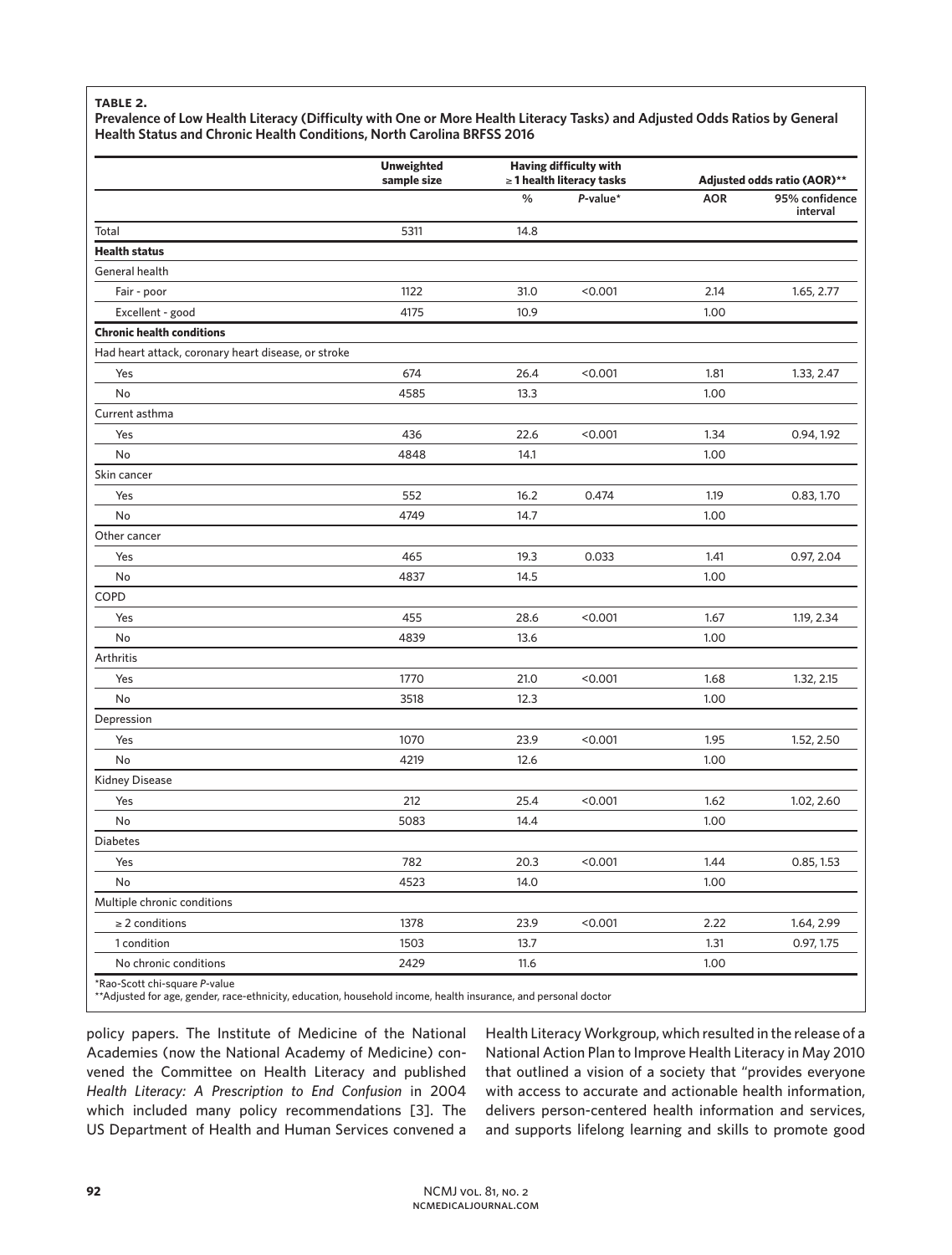**TABLE 2.**
**Prevalence of Low Health Literacy (Difficulty with One or More Health Literacy Tasks) and Adjusted Odds Ratios by General Health Status and Chronic Health Conditions, North Carolina BRFSS 2016**

| | Unweighted sample size | Having difficulty with ≥ 1 health literacy tasks | | Adjusted odds ratio (AOR)** | |
|---|---|---|---|---|---|
| | | % | *P*-value* | AOR | 95% confidence interval |
| Total | 5311 | 14.8 | | | |
| **Health status** | | | | | |
| General health | | | | | |
| Fair - poor | 1122 | 31.0 | <0.001 | 2.14 | 1.65, 2.77 |
| Excellent - good | 4175 | 10.9 | | 1.00 | |
| **Chronic health conditions** | | | | | |
| Had heart attack, coronary heart disease, or stroke | | | | | |
| Yes | 674 | 26.4 | <0.001 | 1.81 | 1.33, 2.47 |
| No | 4585 | 13.3 | | 1.00 | |
| Current asthma | | | | | |
| Yes | 436 | 22.6 | <0.001 | 1.34 | 0.94, 1.92 |
| No | 4848 | 14.1 | | 1.00 | |
| Skin cancer | | | | | |
| Yes | 552 | 16.2 | 0.474 | 1.19 | 0.83, 1.70 |
| No | 4749 | 14.7 | | 1.00 | |
| Other cancer | | | | | |
| Yes | 465 | 19.3 | 0.033 | 1.41 | 0.97, 2.04 |
| No | 4837 | 14.5 | | 1.00 | |
| COPD | | | | | |
| Yes | 455 | 28.6 | <0.001 | 1.67 | 1.19, 2.34 |
| No | 4839 | 13.6 | | 1.00 | |
| Arthritis | | | | | |
| Yes | 1770 | 21.0 | <0.001 | 1.68 | 1.32, 2.15 |
| No | 3518 | 12.3 | | 1.00 | |
| Depression | | | | | |
| Yes | 1070 | 23.9 | <0.001 | 1.95 | 1.52, 2.50 |
| No | 4219 | 12.6 | | 1.00 | |
| Kidney Disease | | | | | |
| Yes | 212 | 25.4 | <0.001 | 1.62 | 1.02, 2.60 |
| No | 5083 | 14.4 | | 1.00 | |
| Diabetes | | | | | |
| Yes | 782 | 20.3 | <0.001 | 1.44 | 0.85, 1.53 |
| No | 4523 | 14.0 | | 1.00 | |
| Multiple chronic conditions | | | | | |
| ≥ 2 conditions | 1378 | 23.9 | <0.001 | 2.22 | 1.64, 2.99 |
| 1 condition | 1503 | 13.7 | | 1.31 | 0.97, 1.75 |
| No chronic conditions | 2429 | 11.6 | | 1.00 | |

*Rao-Scott chi-square *P*-value
**Adjusted for age, gender, race-ethnicity, education, household income, health insurance, and personal doctor

policy papers. The Institute of Medicine of the National Academies (now the National Academy of Medicine) convened the Committee on Health Literacy and published *Health Literacy: A Prescription to End Confusion* in 2004 which included many policy recommendations [3]. The US Department of Health and Human Services convened a Health Literacy Workgroup, which resulted in the release of a National Action Plan to Improve Health Literacy in May 2010 that outlined a vision of a society that "provides everyone with access to accurate and actionable health information, delivers person-centered health information and services, and supports lifelong learning and skills to promote good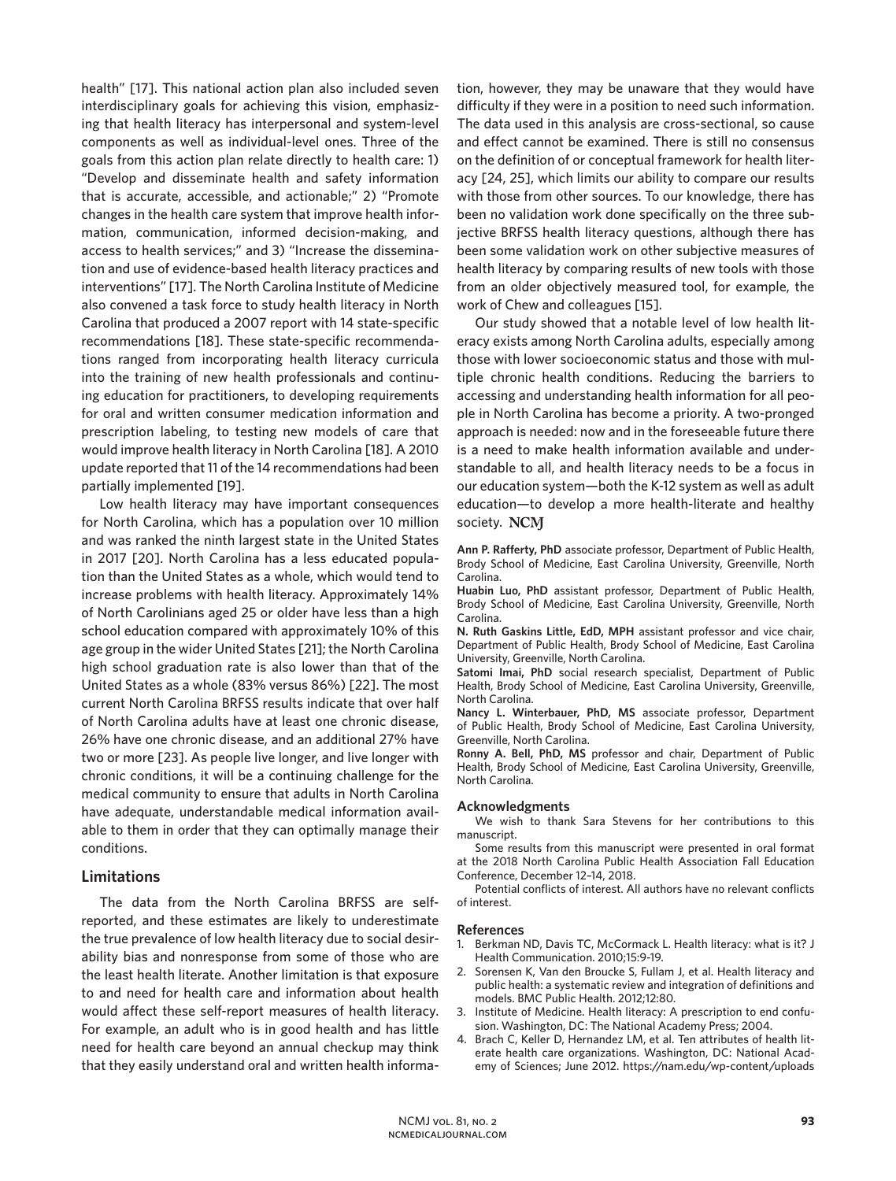health" [17]. This national action plan also included seven interdisciplinary goals for achieving this vision, emphasizing that health literacy has interpersonal and system-level components as well as individual-level ones. Three of the goals from this action plan relate directly to health care: 1) "Develop and disseminate health and safety information that is accurate, accessible, and actionable;" 2) "Promote changes in the health care system that improve health information, communication, informed decision-making, and access to health services;" and 3) "Increase the dissemination and use of evidence-based health literacy practices and interventions" [17]. The North Carolina Institute of Medicine also convened a task force to study health literacy in North Carolina that produced a 2007 report with 14 state-specific recommendations [18]. These state-specific recommendations ranged from incorporating health literacy curricula into the training of new health professionals and continuing education for practitioners, to developing requirements for oral and written consumer medication information and prescription labeling, to testing new models of care that would improve health literacy in North Carolina [18]. A 2010 update reported that 11 of the 14 recommendations had been partially implemented [19].

Low health literacy may have important consequences for North Carolina, which has a population over 10 million and was ranked the ninth largest state in the United States in 2017 [20]. North Carolina has a less educated population than the United States as a whole, which would tend to increase problems with health literacy. Approximately 14% of North Carolinians aged 25 or older have less than a high school education compared with approximately 10% of this age group in the wider United States [21]; the North Carolina high school graduation rate is also lower than that of the United States as a whole (83% versus 86%) [22]. The most current North Carolina BRFSS results indicate that over half of North Carolina adults have at least one chronic disease, 26% have one chronic disease, and an additional 27% have two or more [23]. As people live longer, and live longer with chronic conditions, it will be a continuing challenge for the medical community to ensure that adults in North Carolina have adequate, understandable medical information available to them in order that they can optimally manage their conditions.

## Limitations

The data from the North Carolina BRFSS are self-reported, and these estimates are likely to underestimate the true prevalence of low health literacy due to social desirability bias and nonresponse from some of those who are the least health literate. Another limitation is that exposure to and need for health care and information about health would affect these self-report measures of health literacy. For example, an adult who is in good health and has little need for health care beyond an annual checkup may think that they easily understand oral and written health information, however, they may be unaware that they would have difficulty if they were in a position to need such information. The data used in this analysis are cross-sectional, so cause and effect cannot be examined. There is still no consensus on the definition of or conceptual framework for health literacy [24, 25], which limits our ability to compare our results with those from other sources. To our knowledge, there has been no validation work done specifically on the three subjective BRFSS health literacy questions, although there has been some validation work on other subjective measures of health literacy by comparing results of new tools with those from an older objectively measured tool, for example, the work of Chew and colleagues [15].

Our study showed that a notable level of low health literacy exists among North Carolina adults, especially among those with lower socioeconomic status and those with multiple chronic health conditions. Reducing the barriers to accessing and understanding health information for all people in North Carolina has become a priority. A two-pronged approach is needed: now and in the foreseeable future there is a need to make health information available and understandable to all, and health literacy needs to be a focus in our education system—both the K-12 system as well as adult education—to develop a more health-literate and healthy society. NCMJ

**Ann P. Rafferty, PhD** associate professor, Department of Public Health, Brody School of Medicine, East Carolina University, Greenville, North Carolina.
**Huabin Luo, PhD** assistant professor, Department of Public Health, Brody School of Medicine, East Carolina University, Greenville, North Carolina.
**N. Ruth Gaskins Little, EdD, MPH** assistant professor and vice chair, Department of Public Health, Brody School of Medicine, East Carolina University, Greenville, North Carolina.
**Satomi Imai, PhD** social research specialist, Department of Public Health, Brody School of Medicine, East Carolina University, Greenville, North Carolina.
**Nancy L. Winterbauer, PhD, MS** associate professor, Department of Public Health, Brody School of Medicine, East Carolina University, Greenville, North Carolina.
**Ronny A. Bell, PhD, MS** professor and chair, Department of Public Health, Brody School of Medicine, East Carolina University, Greenville, North Carolina.

### Acknowledgments

We wish to thank Sara Stevens for her contributions to this manuscript.

Some results from this manuscript were presented in oral format at the 2018 North Carolina Public Health Association Fall Education Conference, December 12–14, 2018.

Potential conflicts of interest. All authors have no relevant conflicts of interest.

### References

1. Berkman ND, Davis TC, McCormack L. Health literacy: what is it? J Health Communication. 2010;15:9-19.
2. Sorensen K, Van den Broucke S, Fullam J, et al. Health literacy and public health: a systematic review and integration of definitions and models. BMC Public Health. 2012;12:80.
3. Institute of Medicine. Health literacy: A prescription to end confusion. Washington, DC: The National Academy Press; 2004.
4. Brach C, Keller D, Hernandez LM, et al. Ten attributes of health literate health care organizations. Washington, DC: National Academy of Sciences; June 2012. https://nam.edu/wp-content/uploads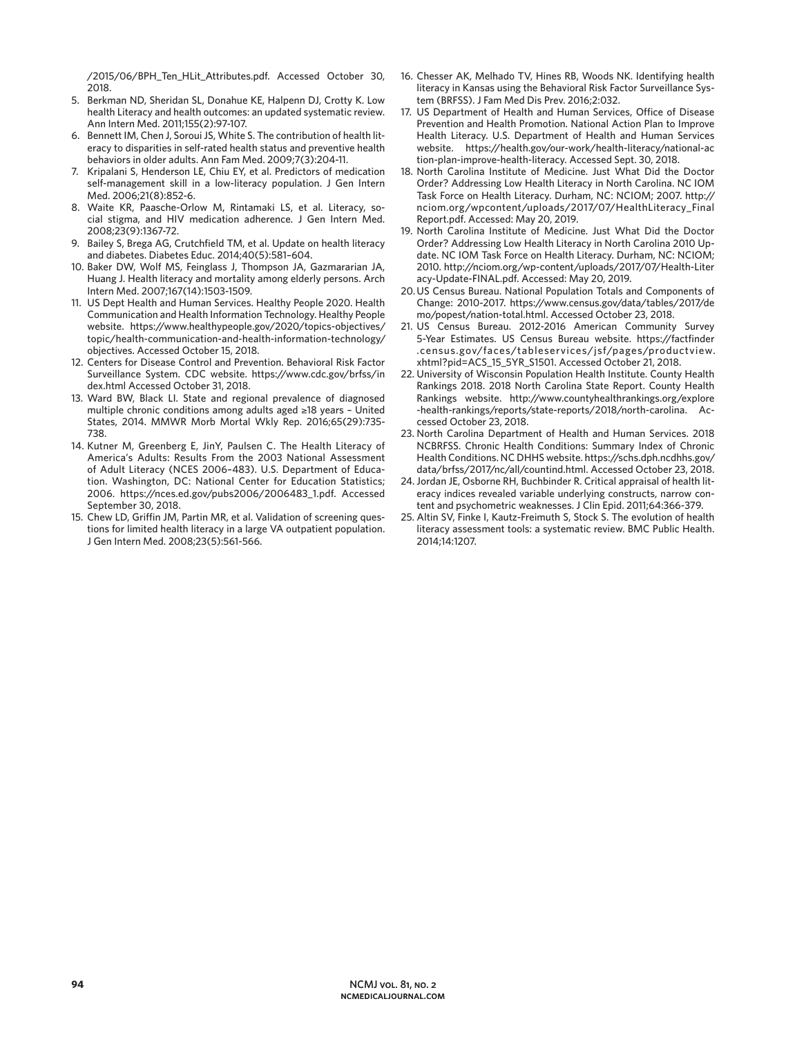/2015/06/BPH_Ten_HLit_Attributes.pdf. Accessed October 30, 2018.

5. Berkman ND, Sheridan SL, Donahue KE, Halpenn DJ, Crotty K. Low health Literacy and health outcomes: an updated systematic review. Ann Intern Med. 2011;155(2):97-107.
6. Bennett IM, Chen J, Soroui JS, White S. The contribution of health literacy to disparities in self-rated health status and preventive health behaviors in older adults. Ann Fam Med. 2009;7(3):204-11.
7. Kripalani S, Henderson LE, Chiu EY, et al. Predictors of medication self-management skill in a low-literacy population. J Gen Intern Med. 2006;21(8):852-6.
8. Waite KR, Paasche-Orlow M, Rintamaki LS, et al. Literacy, social stigma, and HIV medication adherence. J Gen Intern Med. 2008;23(9):1367-72.
9. Bailey S, Brega AG, Crutchfield TM, et al. Update on health literacy and diabetes. Diabetes Educ. 2014;40(5):581–604.
10. Baker DW, Wolf MS, Feinglass J, Thompson JA, Gazmararian JA, Huang J. Health literacy and mortality among elderly persons. Arch Intern Med. 2007;167(14):1503-1509.
11. US Dept Health and Human Services. Healthy People 2020. Health Communication and Health Information Technology. Healthy People website. https://www.healthypeople.gov/2020/topics-objectives/topic/health-communication-and-health-information-technology/objectives. Accessed October 15, 2018.
12. Centers for Disease Control and Prevention. Behavioral Risk Factor Surveillance System. CDC website. https://www.cdc.gov/brfss/index.html Accessed October 31, 2018.
13. Ward BW, Black LI. State and regional prevalence of diagnosed multiple chronic conditions among adults aged ≥18 years – United States, 2014. MMWR Morb Mortal Wkly Rep. 2016;65(29):735-738.
14. Kutner M, Greenberg E, JinY, Paulsen C. The Health Literacy of America's Adults: Results From the 2003 National Assessment of Adult Literacy (NCES 2006–483). U.S. Department of Education. Washington, DC: National Center for Education Statistics; 2006. https://nces.ed.gov/pubs2006/2006483_1.pdf. Accessed September 30, 2018.
15. Chew LD, Griffin JM, Partin MR, et al. Validation of screening questions for limited health literacy in a large VA outpatient population. J Gen Intern Med. 2008;23(5):561-566.
16. Chesser AK, Melhado TV, Hines RB, Woods NK. Identifying health literacy in Kansas using the Behavioral Risk Factor Surveillance System (BRFSS). J Fam Med Dis Prev. 2016;2:032.
17. US Department of Health and Human Services, Office of Disease Prevention and Health Promotion. National Action Plan to Improve Health Literacy. U.S. Department of Health and Human Services website. https://health.gov/our-work/health-literacy/national-action-plan-improve-health-literacy. Accessed Sept. 30, 2018.
18. North Carolina Institute of Medicine. Just What Did the Doctor Order? Addressing Low Health Literacy in North Carolina. NC IOM Task Force on Health Literacy. Durham, NC: NCIOM; 2007. http://nciom.org/wpcontent/uploads/2017/07/HealthLiteracy_FinalReport.pdf. Accessed: May 20, 2019.
19. North Carolina Institute of Medicine. Just What Did the Doctor Order? Addressing Low Health Literacy in North Carolina 2010 Update. NC IOM Task Force on Health Literacy. Durham, NC: NCIOM; 2010. http://nciom.org/wp-content/uploads/2017/07/Health-Literacy-Update-FINAL.pdf. Accessed: May 20, 2019.
20. US Census Bureau. National Population Totals and Components of Change: 2010-2017. https://www.census.gov/data/tables/2017/demo/popest/nation-total.html. Accessed October 23, 2018.
21. US Census Bureau. 2012-2016 American Community Survey 5-Year Estimates. US Census Bureau website. https://factfinder.census.gov/faces/tableservices/jsf/pages/productview.xhtml?pid=ACS_15_5YR_S1501. Accessed October 21, 2018.
22. University of Wisconsin Population Health Institute. County Health Rankings 2018. 2018 North Carolina State Report. County Health Rankings website. http://www.countyhealthrankings.org/explore-health-rankings/reports/state-reports/2018/north-carolina. Accessed October 23, 2018.
23. North Carolina Department of Health and Human Services. 2018 NCBRFSS. Chronic Health Conditions: Summary Index of Chronic Health Conditions. NC DHHS website. https://schs.dph.ncdhhs.gov/data/brfss/2017/nc/all/countind.html. Accessed October 23, 2018.
24. Jordan JE, Osborne RH, Buchbinder R. Critical appraisal of health literacy indices revealed variable underlying constructs, narrow content and psychometric weaknesses. J Clin Epid. 2011;64:366-379.
25. Altin SV, Finke I, Kautz-Freimuth S, Stock S. The evolution of health literacy assessment tools: a systematic review. BMC Public Health. 2014;14:1207.